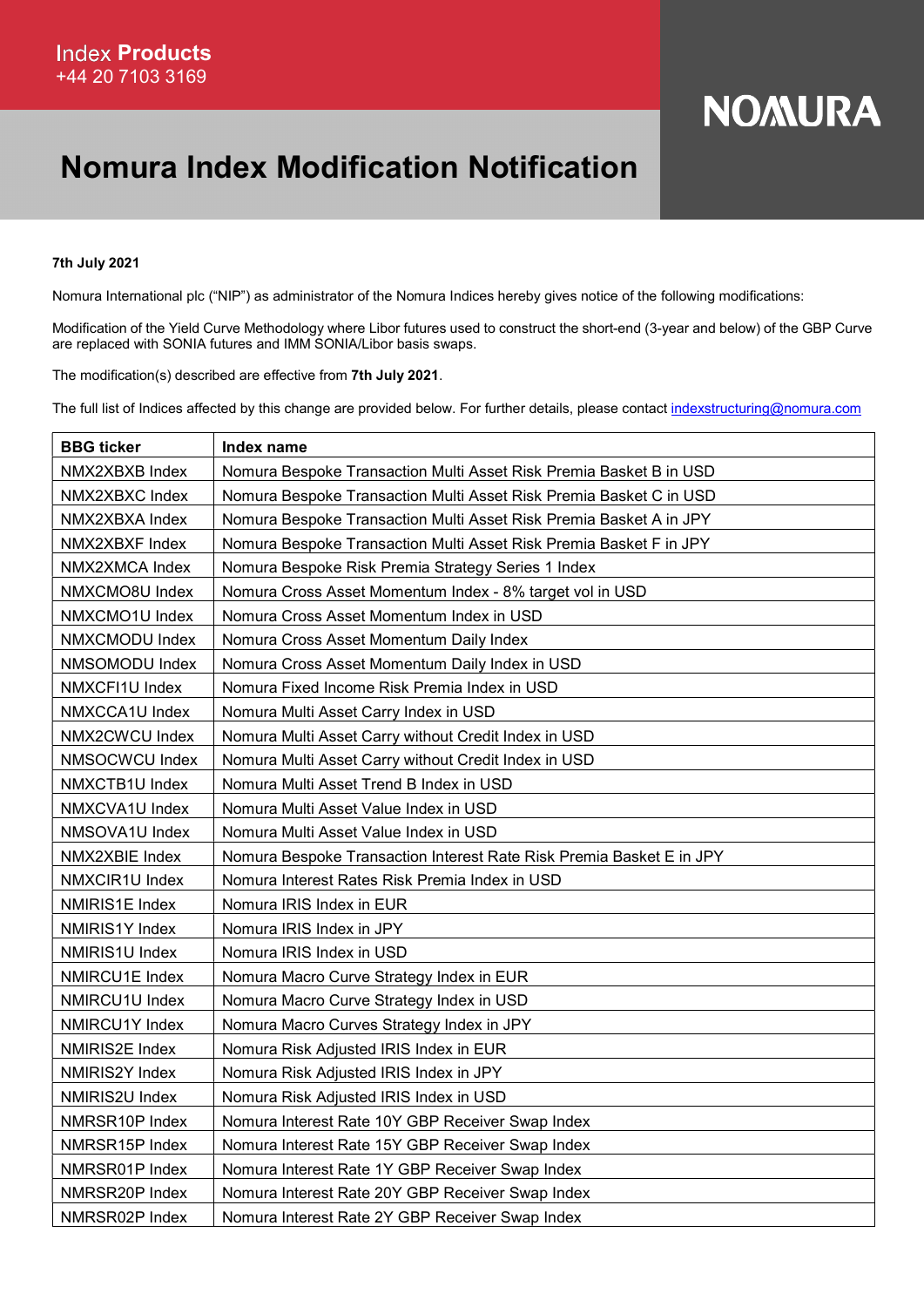Index **Products**
+44 20 7103 3169

NOMURA

# Nomura Index Modification Notification

**7th July 2021**

Nomura International plc ("NIP") as administrator of the Nomura Indices hereby gives notice of the following modifications:

Modification of the Yield Curve Methodology where Libor futures used to construct the short-end (3-year and below) of the GBP Curve are replaced with SONIA futures and IMM SONIA/Libor basis swaps.

The modification(s) described are effective from **7th July 2021**.

The full list of Indices affected by this change are provided below. For further details, please contact indexstructuring@nomura.com

| BBG ticker | Index name |
|---|---|
| NMX2XBXB Index | Nomura Bespoke Transaction Multi Asset Risk Premia Basket B in USD |
| NMX2XBXC Index | Nomura Bespoke Transaction Multi Asset Risk Premia Basket C in USD |
| NMX2XBXA Index | Nomura Bespoke Transaction Multi Asset Risk Premia Basket A in JPY |
| NMX2XBXF Index | Nomura Bespoke Transaction Multi Asset Risk Premia Basket F in JPY |
| NMX2XMCA Index | Nomura Bespoke Risk Premia Strategy Series 1 Index |
| NMXCMO8U Index | Nomura Cross Asset Momentum Index - 8% target vol in USD |
| NMXCMO1U Index | Nomura Cross Asset Momentum Index in USD |
| NMXCMODU Index | Nomura Cross Asset Momentum Daily Index |
| NMSOMODU Index | Nomura Cross Asset Momentum Daily Index in USD |
| NMXCFI1U Index | Nomura Fixed Income Risk Premia Index in USD |
| NMXCCA1U Index | Nomura Multi Asset Carry Index in USD |
| NMX2CWCU Index | Nomura Multi Asset Carry without Credit Index in USD |
| NMSOCWCU Index | Nomura Multi Asset Carry without Credit Index in USD |
| NMXCTB1U Index | Nomura Multi Asset Trend B Index in USD |
| NMXCVA1U Index | Nomura Multi Asset Value Index in USD |
| NMSOVA1U Index | Nomura Multi Asset Value Index in USD |
| NMX2XBIE Index | Nomura Bespoke Transaction Interest Rate Risk Premia Basket E in JPY |
| NMXCIR1U Index | Nomura Interest Rates Risk Premia Index in USD |
| NMIRIS1E Index | Nomura IRIS Index in EUR |
| NMIRIS1Y Index | Nomura IRIS Index in JPY |
| NMIRIS1U Index | Nomura IRIS Index in USD |
| NMIRCU1E Index | Nomura Macro Curve Strategy Index in EUR |
| NMIRCU1U Index | Nomura Macro Curve Strategy Index in USD |
| NMIRCU1Y Index | Nomura Macro Curves Strategy Index in JPY |
| NMIRIS2E Index | Nomura Risk Adjusted IRIS Index in EUR |
| NMIRIS2Y Index | Nomura Risk Adjusted IRIS Index in JPY |
| NMIRIS2U Index | Nomura Risk Adjusted IRIS Index in USD |
| NMRSR10P Index | Nomura Interest Rate 10Y GBP Receiver Swap Index |
| NMRSR15P Index | Nomura Interest Rate 15Y GBP Receiver Swap Index |
| NMRSR01P Index | Nomura Interest Rate 1Y GBP Receiver Swap Index |
| NMRSR20P Index | Nomura Interest Rate 20Y GBP Receiver Swap Index |
| NMRSR02P Index | Nomura Interest Rate 2Y GBP Receiver Swap Index |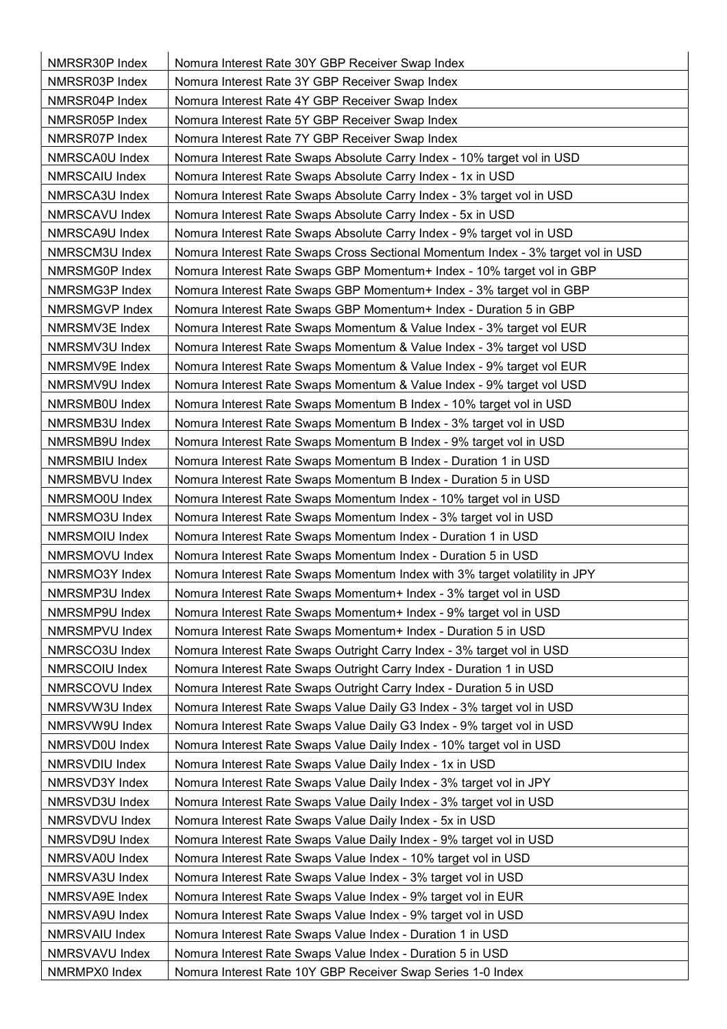| | |
|---|---|
| NMRSR30P Index | Nomura Interest Rate 30Y GBP Receiver Swap Index |
| NMRSR03P Index | Nomura Interest Rate 3Y GBP Receiver Swap Index |
| NMRSR04P Index | Nomura Interest Rate 4Y GBP Receiver Swap Index |
| NMRSR05P Index | Nomura Interest Rate 5Y GBP Receiver Swap Index |
| NMRSR07P Index | Nomura Interest Rate 7Y GBP Receiver Swap Index |
| NMRSCA0U Index | Nomura Interest Rate Swaps Absolute Carry Index - 10% target vol in USD |
| NMRSCAIU Index | Nomura Interest Rate Swaps Absolute Carry Index - 1x in USD |
| NMRSCA3U Index | Nomura Interest Rate Swaps Absolute Carry Index - 3% target vol in USD |
| NMRSCAVU Index | Nomura Interest Rate Swaps Absolute Carry Index - 5x in USD |
| NMRSCA9U Index | Nomura Interest Rate Swaps Absolute Carry Index - 9% target vol in USD |
| NMRSCM3U Index | Nomura Interest Rate Swaps Cross Sectional Momentum Index - 3% target vol in USD |
| NMRSMG0P Index | Nomura Interest Rate Swaps GBP Momentum+ Index - 10% target vol in GBP |
| NMRSMG3P Index | Nomura Interest Rate Swaps GBP Momentum+ Index - 3% target vol in GBP |
| NMRSMGVP Index | Nomura Interest Rate Swaps GBP Momentum+ Index - Duration 5 in GBP |
| NMRSMV3E Index | Nomura Interest Rate Swaps Momentum & Value Index - 3% target vol EUR |
| NMRSMV3U Index | Nomura Interest Rate Swaps Momentum & Value Index - 3% target vol USD |
| NMRSMV9E Index | Nomura Interest Rate Swaps Momentum & Value Index - 9% target vol EUR |
| NMRSMV9U Index | Nomura Interest Rate Swaps Momentum & Value Index - 9% target vol USD |
| NMRSMB0U Index | Nomura Interest Rate Swaps Momentum B Index - 10% target vol in USD |
| NMRSMB3U Index | Nomura Interest Rate Swaps Momentum B Index - 3% target vol in USD |
| NMRSMB9U Index | Nomura Interest Rate Swaps Momentum B Index - 9% target vol in USD |
| NMRSMBIU Index | Nomura Interest Rate Swaps Momentum B Index - Duration 1 in USD |
| NMRSMBVU Index | Nomura Interest Rate Swaps Momentum B Index - Duration 5 in USD |
| NMRSMO0U Index | Nomura Interest Rate Swaps Momentum Index - 10% target vol in USD |
| NMRSMO3U Index | Nomura Interest Rate Swaps Momentum Index - 3% target vol in USD |
| NMRSMOIU Index | Nomura Interest Rate Swaps Momentum Index - Duration 1 in USD |
| NMRSMOVU Index | Nomura Interest Rate Swaps Momentum Index - Duration 5 in USD |
| NMRSMO3Y Index | Nomura Interest Rate Swaps Momentum Index with 3% target volatility in JPY |
| NMRSMP3U Index | Nomura Interest Rate Swaps Momentum+ Index - 3% target vol in USD |
| NMRSMP9U Index | Nomura Interest Rate Swaps Momentum+ Index - 9% target vol in USD |
| NMRSMPVU Index | Nomura Interest Rate Swaps Momentum+ Index - Duration 5 in USD |
| NMRSCO3U Index | Nomura Interest Rate Swaps Outright Carry Index - 3% target vol in USD |
| NMRSCOIU Index | Nomura Interest Rate Swaps Outright Carry Index - Duration 1 in USD |
| NMRSCOVU Index | Nomura Interest Rate Swaps Outright Carry Index - Duration 5 in USD |
| NMRSVW3U Index | Nomura Interest Rate Swaps Value Daily G3 Index - 3% target vol in USD |
| NMRSVW9U Index | Nomura Interest Rate Swaps Value Daily G3 Index - 9% target vol in USD |
| NMRSVD0U Index | Nomura Interest Rate Swaps Value Daily Index - 10% target vol in USD |
| NMRSVDIU Index | Nomura Interest Rate Swaps Value Daily Index - 1x in USD |
| NMRSVD3Y Index | Nomura Interest Rate Swaps Value Daily Index - 3% target vol in JPY |
| NMRSVD3U Index | Nomura Interest Rate Swaps Value Daily Index - 3% target vol in USD |
| NMRSVDVU Index | Nomura Interest Rate Swaps Value Daily Index - 5x in USD |
| NMRSVD9U Index | Nomura Interest Rate Swaps Value Daily Index - 9% target vol in USD |
| NMRSVA0U Index | Nomura Interest Rate Swaps Value Index - 10% target vol in USD |
| NMRSVA3U Index | Nomura Interest Rate Swaps Value Index - 3% target vol in USD |
| NMRSVA9E Index | Nomura Interest Rate Swaps Value Index - 9% target vol in EUR |
| NMRSVA9U Index | Nomura Interest Rate Swaps Value Index - 9% target vol in USD |
| NMRSVAIU Index | Nomura Interest Rate Swaps Value Index - Duration 1 in USD |
| NMRSVAVU Index | Nomura Interest Rate Swaps Value Index - Duration 5 in USD |
| NMRMPX0 Index | Nomura Interest Rate 10Y GBP Receiver Swap Series 1-0 Index |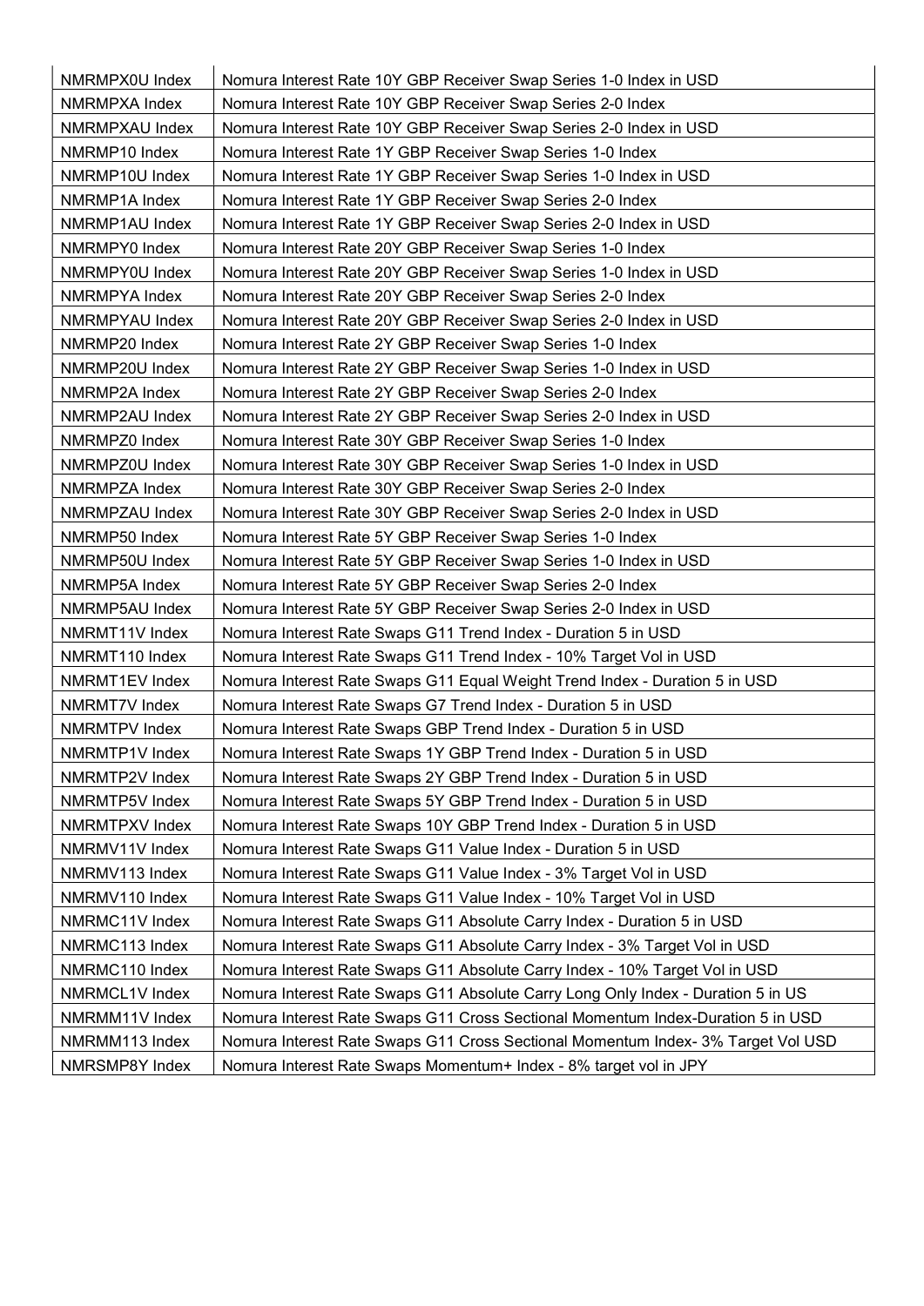| | |
|---|---|
| NMRMPX0U Index | Nomura Interest Rate 10Y GBP Receiver Swap Series 1-0 Index in USD |
| NMRMPXA Index | Nomura Interest Rate 10Y GBP Receiver Swap Series 2-0 Index |
| NMRMPXAU Index | Nomura Interest Rate 10Y GBP Receiver Swap Series 2-0 Index in USD |
| NMRMP10 Index | Nomura Interest Rate 1Y GBP Receiver Swap Series 1-0 Index |
| NMRMP10U Index | Nomura Interest Rate 1Y GBP Receiver Swap Series 1-0 Index in USD |
| NMRMP1A Index | Nomura Interest Rate 1Y GBP Receiver Swap Series 2-0 Index |
| NMRMP1AU Index | Nomura Interest Rate 1Y GBP Receiver Swap Series 2-0 Index in USD |
| NMRMPY0 Index | Nomura Interest Rate 20Y GBP Receiver Swap Series 1-0 Index |
| NMRMPY0U Index | Nomura Interest Rate 20Y GBP Receiver Swap Series 1-0 Index in USD |
| NMRMPYA Index | Nomura Interest Rate 20Y GBP Receiver Swap Series 2-0 Index |
| NMRMPYAU Index | Nomura Interest Rate 20Y GBP Receiver Swap Series 2-0 Index in USD |
| NMRMP20 Index | Nomura Interest Rate 2Y GBP Receiver Swap Series 1-0 Index |
| NMRMP20U Index | Nomura Interest Rate 2Y GBP Receiver Swap Series 1-0 Index in USD |
| NMRMP2A Index | Nomura Interest Rate 2Y GBP Receiver Swap Series 2-0 Index |
| NMRMP2AU Index | Nomura Interest Rate 2Y GBP Receiver Swap Series 2-0 Index in USD |
| NMRMPZ0 Index | Nomura Interest Rate 30Y GBP Receiver Swap Series 1-0 Index |
| NMRMPZ0U Index | Nomura Interest Rate 30Y GBP Receiver Swap Series 1-0 Index in USD |
| NMRMPZA Index | Nomura Interest Rate 30Y GBP Receiver Swap Series 2-0 Index |
| NMRMPZAU Index | Nomura Interest Rate 30Y GBP Receiver Swap Series 2-0 Index in USD |
| NMRMP50 Index | Nomura Interest Rate 5Y GBP Receiver Swap Series 1-0 Index |
| NMRMP50U Index | Nomura Interest Rate 5Y GBP Receiver Swap Series 1-0 Index in USD |
| NMRMP5A Index | Nomura Interest Rate 5Y GBP Receiver Swap Series 2-0 Index |
| NMRMP5AU Index | Nomura Interest Rate 5Y GBP Receiver Swap Series 2-0 Index in USD |
| NMRMT11V Index | Nomura Interest Rate Swaps G11 Trend Index - Duration 5 in USD |
| NMRMT110 Index | Nomura Interest Rate Swaps G11 Trend Index - 10% Target Vol in USD |
| NMRMT1EV Index | Nomura Interest Rate Swaps G11 Equal Weight Trend Index - Duration 5 in USD |
| NMRMT7V Index | Nomura Interest Rate Swaps G7 Trend Index - Duration 5 in USD |
| NMRMTPV Index | Nomura Interest Rate Swaps GBP Trend Index - Duration 5 in USD |
| NMRMTP1V Index | Nomura Interest Rate Swaps 1Y GBP Trend Index - Duration 5 in USD |
| NMRMTP2V Index | Nomura Interest Rate Swaps 2Y GBP Trend Index - Duration 5 in USD |
| NMRMTP5V Index | Nomura Interest Rate Swaps 5Y GBP Trend Index - Duration 5 in USD |
| NMRMTPXV Index | Nomura Interest Rate Swaps 10Y GBP Trend Index - Duration 5 in USD |
| NMRMV11V Index | Nomura Interest Rate Swaps G11 Value Index - Duration 5 in USD |
| NMRMV113 Index | Nomura Interest Rate Swaps G11 Value Index - 3% Target Vol in USD |
| NMRMV110 Index | Nomura Interest Rate Swaps G11 Value Index - 10% Target Vol in USD |
| NMRMC11V Index | Nomura Interest Rate Swaps G11 Absolute Carry Index - Duration 5 in USD |
| NMRMC113 Index | Nomura Interest Rate Swaps G11 Absolute Carry Index - 3% Target Vol in USD |
| NMRMC110 Index | Nomura Interest Rate Swaps G11 Absolute Carry Index - 10% Target Vol in USD |
| NMRMCL1V Index | Nomura Interest Rate Swaps G11 Absolute Carry Long Only Index - Duration 5 in US |
| NMRMM11V Index | Nomura Interest Rate Swaps G11 Cross Sectional Momentum Index-Duration 5 in USD |
| NMRMM113 Index | Nomura Interest Rate Swaps G11 Cross Sectional Momentum Index- 3% Target Vol USD |
| NMRSMP8Y Index | Nomura Interest Rate Swaps Momentum+ Index - 8% target vol in JPY |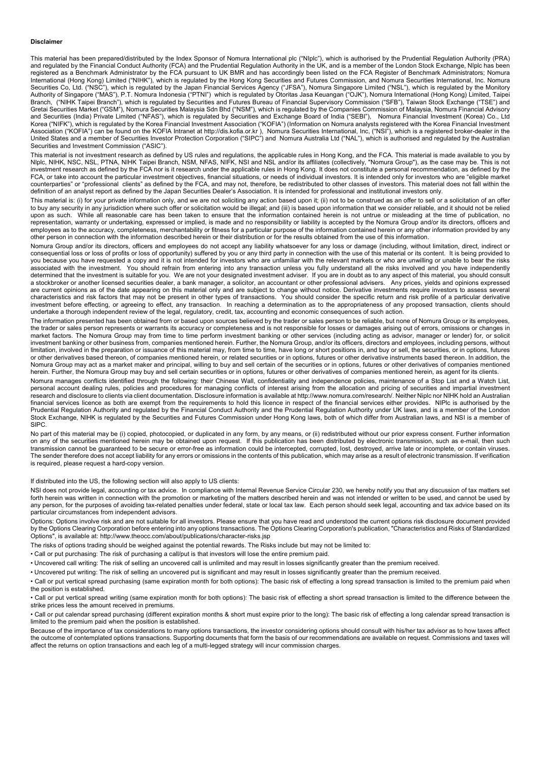**Disclaimer**

This material has been prepared/distributed by the Index Sponsor of Nomura International plc ("NIplc"), which is authorised by the Prudential Regulation Authority (PRA) and regulated by the Financial Conduct Authority (FCA) and the Prudential Regulation Authority in the UK, and is a member of the London Stock Exchange, NIplc has been registered as a Benchmark Administrator by the FCA pursuant to UK BMR and has accordingly been listed on the FCA Register of Benchmark Administrators; Nomura International (Hong Kong) Limited ("NIHK"), which is regulated by the Hong Kong Securities and Futures Commission, and Nomura Securities International, Inc. Nomura Securities Co, Ltd. ("NSC"), which is regulated by the Japan Financial Services Agency ("JFSA"), Nomura Singapore Limited ("NSL"), which is regulated by the Monitory Authority of Singapore ("MAS"), P.T. Nomura Indonesia ("PTNI") which is regulated by Otoritas Jasa Keuangan ("OJK"), Nomura International (Hong Kong) Limited, Taipei Branch, ("NIHK Taipei Branch"), which is regulated by Securities and Futures Bureau of Financial Supervisory Commission ("SFB"), Taiwan Stock Exchange ("TSE") and Gretai Securities Market ("GSM"), Nomura Securities Malaysia Sdn Bhd ("NSM"), which is regulated by the Companies Commission of Malaysia, Nomura Financial Advisory and Securities (India) Private Limited ("NFAS"), which is regulated by Securities and Exchange Board of India ("SEBI"), Nomura Financial Investment (Korea) Co., Ltd Korea ("NIFK"), which is regulated by the Korea Financial Investment Association ("KOFIA") (Information on Nomura analysts registered with the Korea Financial Investment Association ("KOFIA") can be found on the KOFIA Intranet at http://dis.kofia.or.kr ), Nomura Securities International, Inc, ("NSI"), which is a registered broker-dealer in the United States and a member of Securities Investor Protection Corporation ("SIPC") and Nomura Australia Ltd ("NAL"), which is authorised and regulated by the Australian Securities and Investment Commission ("ASIC").

This material is not investment research as defined by US rules and regulations, the applicable rules in Hong Kong, and the FCA. This material is made available to you by NIplc, NIHK, NSC, NSL, PTNA, NIHK Taipei Branch, NSM, NFAS, NIFK, NSI and NSL and/or its affiliates (collectively, "Nomura Group"), as the case may be. This is not investment research as defined by the FCA nor is it research under the applicable rules in Hong Kong. It does not constitute a personal recommendation, as defined by the FCA, or take into account the particular investment objectives, financial situations, or needs of individual investors. It is intended only for investors who are "eligible market counterparties" or "professional clients" as defined by the FCA, and may not, therefore, be redistributed to other classes of investors. This material does not fall within the definition of an analyst report as defined by the Japan Securities Dealer's Association. It is intended for professional and institutional investors only.

This material is: (i) for your private information only, and we are not soliciting any action based upon it; (ii) not to be construed as an offer to sell or a solicitation of an offer to buy any security in any jurisdiction where such offer or solicitation would be illegal; and (iii) is based upon information that we consider reliable, and it should not be relied upon as such. While all reasonable care has been taken to ensure that the information contained herein is not untrue or misleading at the time of publication, no representation, warranty or undertaking, expressed or implied, is made and no responsibility or liability is accepted by the Nomura Group and/or its directors, officers and employees as to the accuracy, completeness, merchantability or fitness for a particular purpose of the information contained herein or any other information provided by any other person in connection with the information described herein or their distribution or for the results obtained from the use of this information.

Nomura Group and/or its directors, officers and employees do not accept any liability whatsoever for any loss or damage (including, without limitation, direct, indirect or consequential loss or loss of profits or loss of opportunity) suffered by you or any third party in connection with the use of this material or its content. It is being provided to you because you have requested a copy and it is not intended for investors who are unfamiliar with the relevant markets or who are unwilling or unable to bear the risks associated with the investment. You should refrain from entering into any transaction unless you fully understand all the risks involved and you have independently determined that the investment is suitable for you. We are not your designated investment adviser. If you are in doubt as to any aspect of this material, you should consult a stockbroker or another licensed securities dealer, a bank manager, a solicitor, an accountant or other professional advisers. Any prices, yields and opinions expressed are current opinions as of the date appearing on this material only and are subject to change without notice. Derivative investments require investors to assess several characteristics and risk factors that may not be present in other types of transactions. You should consider the specific return and risk profile of a particular derivative investment before effecting, or agreeing to effect, any transaction. In reaching a determination as to the appropriateness of any proposed transaction, clients should undertake a thorough independent review of the legal, regulatory, credit, tax, accounting and economic consequences of such action.

The information presented has been obtained from or based upon sources believed by the trader or sales person to be reliable, but none of Nomura Group or its employees, the trader or sales person represents or warrants its accuracy or completeness and is not responsible for losses or damages arising out of errors, omissions or changes in market factors. The Nomura Group may from time to time perform investment banking or other services (including acting as advisor, manager or lender) for, or solicit investment banking or other business from, companies mentioned herein. Further, the Nomura Group, and/or its officers, directors and employees, including persons, without limitation, involved in the preparation or issuance of this material may, from time to time, have long or short positions in, and buy or sell, the securities, or in options, futures or other derivatives based thereon, of companies mentioned herein, or related securities or in options, futures or other derivative instruments based thereon. In addition, the Nomura Group may act as a market maker and principal, willing to buy and sell certain of the securities or in options, futures or other derivatives of companies mentioned herein. Further, the Nomura Group may buy and sell certain securities or in options, futures or other derivatives of companies mentioned herein, as agent for its clients.

Nomura manages conflicts identified through the following: their Chinese Wall, confidentiality and independence policies, maintenance of a Stop List and a Watch List, personal account dealing rules, policies and procedures for managing conflicts of interest arising from the allocation and pricing of securities and impartial investment research and disclosure to clients via client documentation. Disclosure information is available at http://www.nomura.com/research/. Neither Niplc nor NIHK hold an Australian financial services licence as both are exempt from the requirements to hold this licence in respect of the financial services either provides. NIPlc is authorised by the Prudential Regulation Authority and regulated by the Financial Conduct Authority and the Prudential Regulation Authority under UK laws, and is a member of the London Stock Exchange, NIHK is regulated by the Securities and Futures Commission under Hong Kong laws, both of which differ from Australian laws, and NSI is a member of SIPC.

No part of this material may be (i) copied, photocopied, or duplicated in any form, by any means, or (ii) redistributed without our prior express consent. Further information on any of the securities mentioned herein may be obtained upon request. If this publication has been distributed by electronic transmission, such as e-mail, then such transmission cannot be guaranteed to be secure or error-free as information could be intercepted, corrupted, lost, destroyed, arrive late or incomplete, or contain viruses. The sender therefore does not accept liability for any errors or omissions in the contents of this publication, which may arise as a result of electronic transmission. If verification is required, please request a hard-copy version.

If distributed into the US, the following section will also apply to US clients:

NSI does not provide legal, accounting or tax advice. In compliance with Internal Revenue Service Circular 230, we hereby notify you that any discussion of tax matters set forth herein was written in connection with the promotion or marketing of the matters described herein and was not intended or written to be used, and cannot be used by any person, for the purposes of avoiding tax-related penalties under federal, state or local tax law. Each person should seek legal, accounting and tax advice based on its particular circumstances from independent advisors.

Options: Options involve risk and are not suitable for all investors. Please ensure that you have read and understood the current options risk disclosure document provided by the Options Clearing Corporation before entering into any options transactions. The Options Clearing Corporation's publication, "Characteristics and Risks of Standardized Options", is available at: http://www.theocc.com/about/publications/character-risks.jsp

The risks of options trading should be weighed against the potential rewards. The Risks include but may not be limited to:

- Call or put purchasing: The risk of purchasing a call/put is that investors will lose the entire premium paid.
- Uncovered call writing: The risk of selling an uncovered call is unlimited and may result in losses significantly greater than the premium received.
- Uncovered put writing: The risk of selling an uncovered put is significant and may result in losses significantly greater than the premium received.
- Call or put vertical spread purchasing (same expiration month for both options): The basic risk of effecting a long spread transaction is limited to the premium paid when the position is established.
- Call or put vertical spread writing (same expiration month for both options): The basic risk of effecting a short spread transaction is limited to the difference between the strike prices less the amount received in premiums.
- Call or put calendar spread purchasing (different expiration months & short must expire prior to the long): The basic risk of effecting a long calendar spread transaction is limited to the premium paid when the position is established.

Because of the importance of tax considerations to many options transactions, the investor considering options should consult with his/her tax advisor as to how taxes affect the outcome of contemplated options transactions. Supporting documents that form the basis of our recommendations are available on request. Commissions and taxes will affect the returns on option transactions and each leg of a multi-legged strategy will incur commission charges.